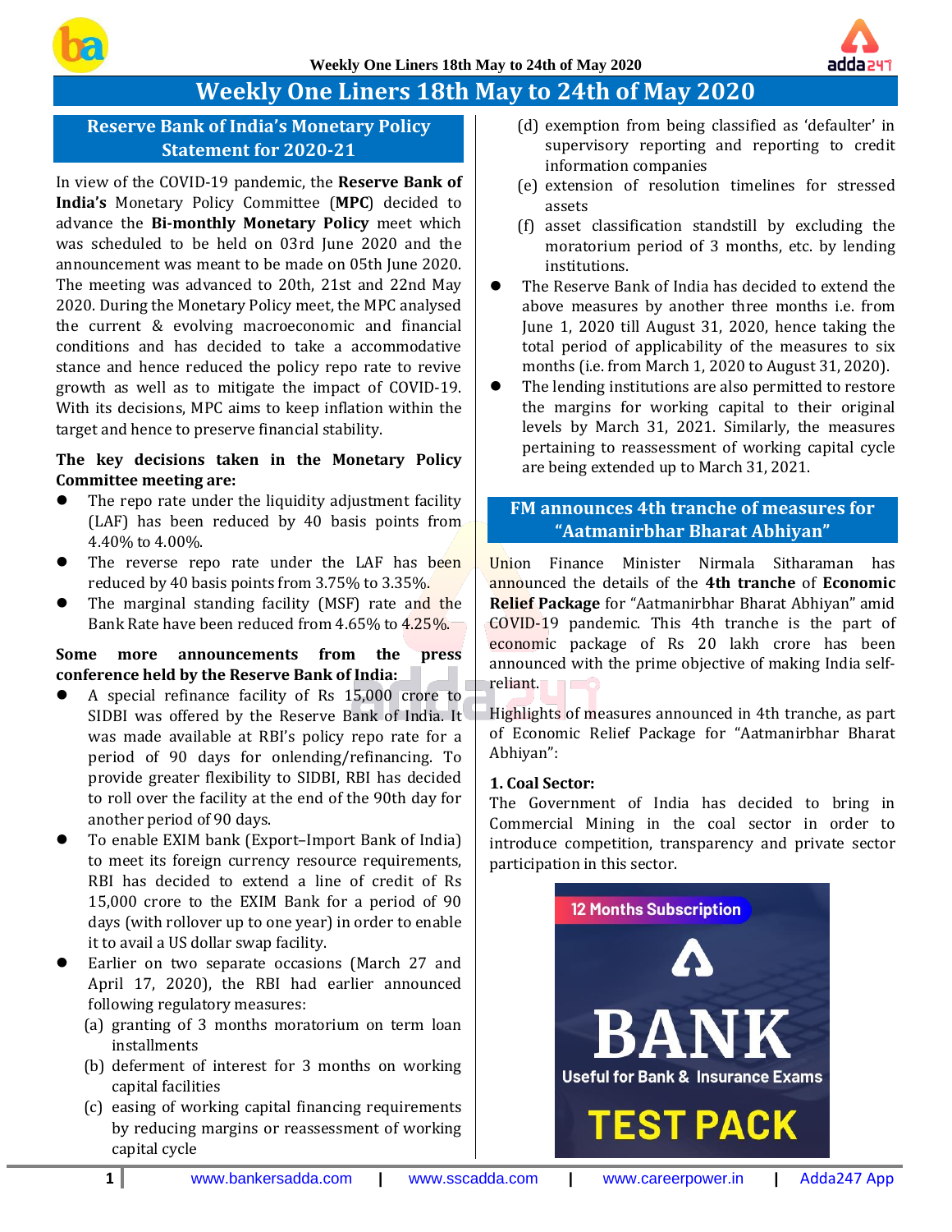# Weekly One Liners 18th May to 24th of May 2020

## Reserve Bank of India's Monetary Policy Statement for 2020-21

In view of the COVID-19 pandemic, the **Reserve Bank of India's** Monetary Policy Committee (**MPC**) decided to advance the **Bi-monthly Monetary Policy** meet which was scheduled to be held on 03rd June 2020 and the announcement was meant to be made on 05th June 2020. The meeting was advanced to 20th, 21st and 22nd May 2020. During the Monetary Policy meet, the MPC analysed the current & evolving macroeconomic and financial conditions and has decided to take a accommodative stance and hence reduced the policy repo rate to revive growth as well as to mitigate the impact of COVID-19. With its decisions, MPC aims to keep inflation within the target and hence to preserve financial stability.

**The key decisions taken in the Monetary Policy Committee meeting are:**

- The repo rate under the liquidity adjustment facility (LAF) has been reduced by 40 basis points from 4.40% to 4.00%.
- The reverse repo rate under the LAF has been reduced by 40 basis points from 3.75% to 3.35%.
- The marginal standing facility (MSF) rate and the Bank Rate have been reduced from 4.65% to 4.25%.

**Some more announcements from the press conference held by the Reserve Bank of India:**

- A special refinance facility of Rs 15,000 crore to SIDBI was offered by the Reserve Bank of India. It was made available at RBI's policy repo rate for a period of 90 days for onlending/refinancing. To provide greater flexibility to SIDBI, RBI has decided to roll over the facility at the end of the 90th day for another period of 90 days.
- To enable EXIM bank (Export–Import Bank of India) to meet its foreign currency resource requirements, RBI has decided to extend a line of credit of Rs 15,000 crore to the EXIM Bank for a period of 90 days (with rollover up to one year) in order to enable it to avail a US dollar swap facility.
- Earlier on two separate occasions (March 27 and April 17, 2020), the RBI had earlier announced following regulatory measures:
  - (a) granting of 3 months moratorium on term loan installments
  - (b) deferment of interest for 3 months on working capital facilities
  - (c) easing of working capital financing requirements by reducing margins or reassessment of working capital cycle
  - (d) exemption from being classified as 'defaulter' in supervisory reporting and reporting to credit information companies
  - (e) extension of resolution timelines for stressed assets
  - (f) asset classification standstill by excluding the moratorium period of 3 months, etc. by lending institutions.
- The Reserve Bank of India has decided to extend the above measures by another three months i.e. from June 1, 2020 till August 31, 2020, hence taking the total period of applicability of the measures to six months (i.e. from March 1, 2020 to August 31, 2020).
- The lending institutions are also permitted to restore the margins for working capital to their original levels by March 31, 2021. Similarly, the measures pertaining to reassessment of working capital cycle are being extended up to March 31, 2021.

## FM announces 4th tranche of measures for "Aatmanirbhar Bharat Abhiyan"

Union Finance Minister Nirmala Sitharaman has announced the details of the **4th tranche** of **Economic Relief Package** for "Aatmanirbhar Bharat Abhiyan" amid COVID-19 pandemic. This 4th tranche is the part of economic package of Rs 20 lakh crore has been announced with the prime objective of making India self-reliant.

Highlights of measures announced in 4th tranche, as part of Economic Relief Package for "Aatmanirbhar Bharat Abhiyan":

**1. Coal Sector:**

The Government of India has decided to bring in Commercial Mining in the coal sector in order to introduce competition, transparency and private sector participation in this sector.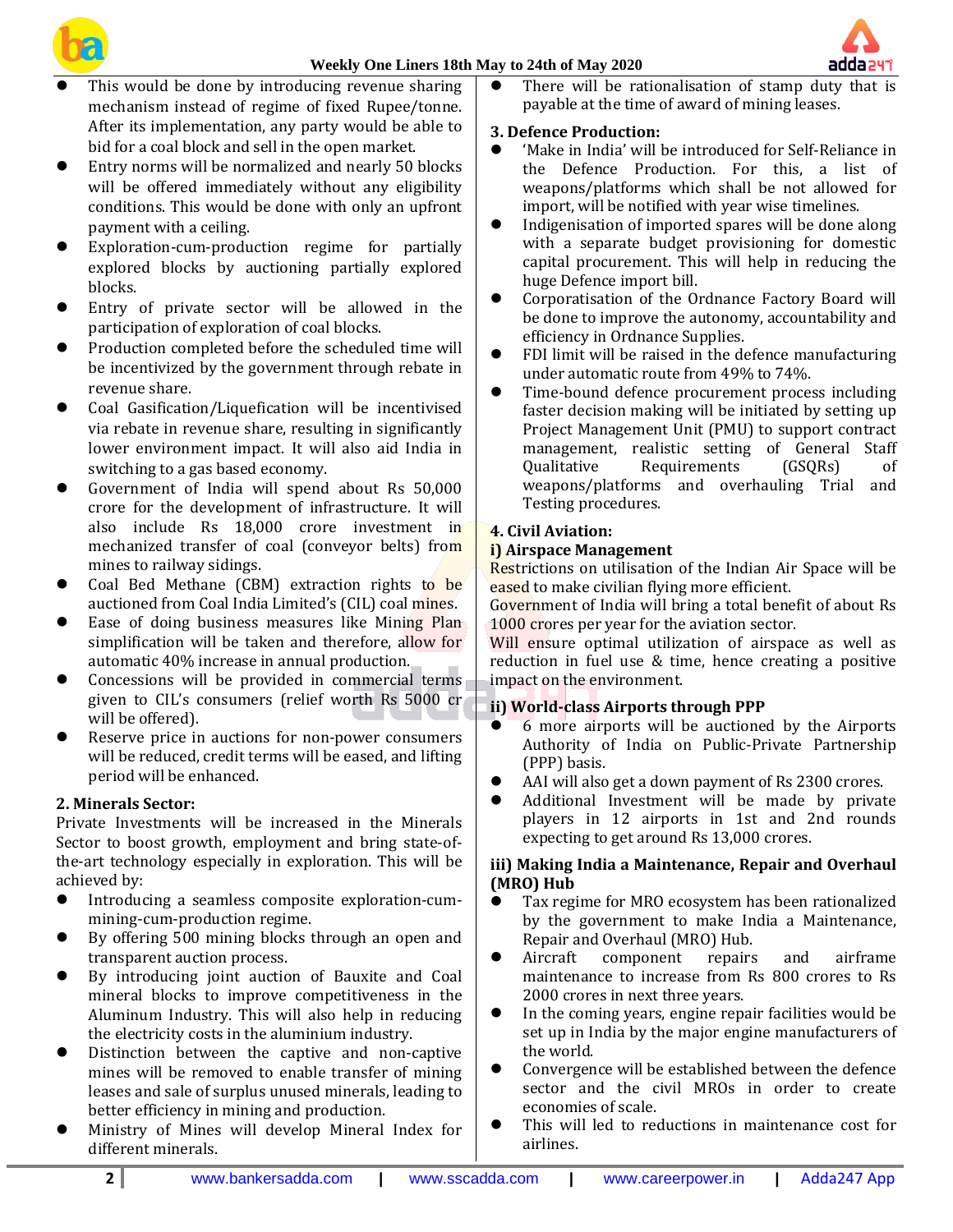- This would be done by introducing revenue sharing mechanism instead of regime of fixed Rupee/tonne. After its implementation, any party would be able to bid for a coal block and sell in the open market.
- Entry norms will be normalized and nearly 50 blocks will be offered immediately without any eligibility conditions. This would be done with only an upfront payment with a ceiling.
- Exploration-cum-production regime for partially explored blocks by auctioning partially explored blocks.
- Entry of private sector will be allowed in the participation of exploration of coal blocks.
- Production completed before the scheduled time will be incentivized by the government through rebate in revenue share.
- Coal Gasification/Liquefication will be incentivised via rebate in revenue share, resulting in significantly lower environment impact. It will also aid India in switching to a gas based economy.
- Government of India will spend about Rs 50,000 crore for the development of infrastructure. It will also include Rs 18,000 crore investment in mechanized transfer of coal (conveyor belts) from mines to railway sidings.
- Coal Bed Methane (CBM) extraction rights to be auctioned from Coal India Limited's (CIL) coal mines.
- Ease of doing business measures like Mining Plan simplification will be taken and therefore, allow for automatic 40% increase in annual production.
- Concessions will be provided in commercial terms given to CIL's consumers (relief worth Rs 5000 cr will be offered).
- Reserve price in auctions for non-power consumers will be reduced, credit terms will be eased, and lifting period will be enhanced.

### 2. Minerals Sector:

Private Investments will be increased in the Minerals Sector to boost growth, employment and bring state-of-the-art technology especially in exploration. This will be achieved by:

- Introducing a seamless composite exploration-cum-mining-cum-production regime.
- By offering 500 mining blocks through an open and transparent auction process.
- By introducing joint auction of Bauxite and Coal mineral blocks to improve competitiveness in the Aluminum Industry. This will also help in reducing the electricity costs in the aluminium industry.
- Distinction between the captive and non-captive mines will be removed to enable transfer of mining leases and sale of surplus unused minerals, leading to better efficiency in mining and production.
- Ministry of Mines will develop Mineral Index for different minerals.
- There will be rationalisation of stamp duty that is payable at the time of award of mining leases.

### 3. Defence Production:

- 'Make in India' will be introduced for Self-Reliance in the Defence Production. For this, a list of weapons/platforms which shall be not allowed for import, will be notified with year wise timelines.
- Indigenisation of imported spares will be done along with a separate budget provisioning for domestic capital procurement. This will help in reducing the huge Defence import bill.
- Corporatisation of the Ordnance Factory Board will be done to improve the autonomy, accountability and efficiency in Ordnance Supplies.
- FDI limit will be raised in the defence manufacturing under automatic route from 49% to 74%.
- Time-bound defence procurement process including faster decision making will be initiated by setting up Project Management Unit (PMU) to support contract management, realistic setting of General Staff Qualitative Requirements (GSQRs) of weapons/platforms and overhauling Trial and Testing procedures.

### 4. Civil Aviation:

#### i) Airspace Management

Restrictions on utilisation of the Indian Air Space will be eased to make civilian flying more efficient.

Government of India will bring a total benefit of about Rs 1000 crores per year for the aviation sector.

Will ensure optimal utilization of airspace as well as reduction in fuel use & time, hence creating a positive impact on the environment.

#### ii) World-class Airports through PPP

- 6 more airports will be auctioned by the Airports Authority of India on Public-Private Partnership (PPP) basis.
- AAI will also get a down payment of Rs 2300 crores.
- Additional Investment will be made by private players in 12 airports in 1st and 2nd rounds expecting to get around Rs 13,000 crores.

#### iii) Making India a Maintenance, Repair and Overhaul (MRO) Hub

- Tax regime for MRO ecosystem has been rationalized by the government to make India a Maintenance, Repair and Overhaul (MRO) Hub.
- Aircraft component repairs and airframe maintenance to increase from Rs 800 crores to Rs 2000 crores in next three years.
- In the coming years, engine repair facilities would be set up in India by the major engine manufacturers of the world.
- Convergence will be established between the defence sector and the civil MROs in order to create economies of scale.
- This will led to reductions in maintenance cost for airlines.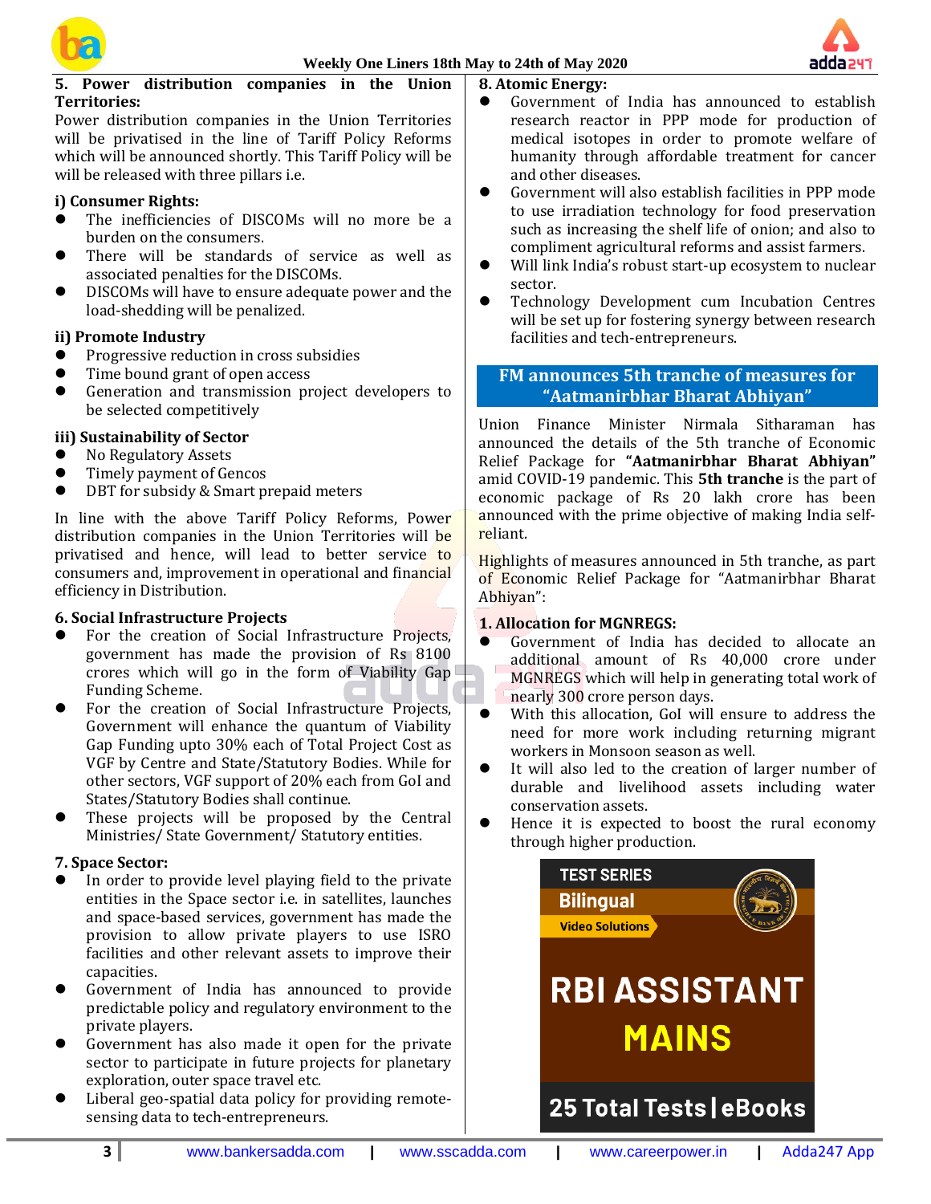### 5. Power distribution companies in the Union Territories:

Power distribution companies in the Union Territories will be privatised in the line of Tariff Policy Reforms which will be announced shortly. This Tariff Policy will be will be released with three pillars i.e.

**i) Consumer Rights:**

- The inefficiencies of DISCOMs will no more be a burden on the consumers.
- There will be standards of service as well as associated penalties for the DISCOMs.
- DISCOMs will have to ensure adequate power and the load-shedding will be penalized.

**ii) Promote Industry**

- Progressive reduction in cross subsidies
- Time bound grant of open access
- Generation and transmission project developers to be selected competitively

**iii) Sustainability of Sector**

- No Regulatory Assets
- Timely payment of Gencos
- DBT for subsidy & Smart prepaid meters

In line with the above Tariff Policy Reforms, Power distribution companies in the Union Territories will be privatised and hence, will lead to better service to consumers and, improvement in operational and financial efficiency in Distribution.

### 6. Social Infrastructure Projects

- For the creation of Social Infrastructure Projects, government has made the provision of Rs 8100 crores which will go in the form of Viability Gap Funding Scheme.
- For the creation of Social Infrastructure Projects, Government will enhance the quantum of Viability Gap Funding upto 30% each of Total Project Cost as VGF by Centre and State/Statutory Bodies. While for other sectors, VGF support of 20% each from GoI and States/Statutory Bodies shall continue.
- These projects will be proposed by the Central Ministries/ State Government/ Statutory entities.

### 7. Space Sector:

- In order to provide level playing field to the private entities in the Space sector i.e. in satellites, launches and space-based services, government has made the provision to allow private players to use ISRO facilities and other relevant assets to improve their capacities.
- Government of India has announced to provide predictable policy and regulatory environment to the private players.
- Government has also made it open for the private sector to participate in future projects for planetary exploration, outer space travel etc.
- Liberal geo-spatial data policy for providing remote-sensing data to tech-entrepreneurs.

### 8. Atomic Energy:

- Government of India has announced to establish research reactor in PPP mode for production of medical isotopes in order to promote welfare of humanity through affordable treatment for cancer and other diseases.
- Government will also establish facilities in PPP mode to use irradiation technology for food preservation such as increasing the shelf life of onion; and also to compliment agricultural reforms and assist farmers.
- Will link India's robust start-up ecosystem to nuclear sector.
- Technology Development cum Incubation Centres will be set up for fostering synergy between research facilities and tech-entrepreneurs.

## FM announces 5th tranche of measures for "Aatmanirbhar Bharat Abhiyan"

Union Finance Minister Nirmala Sitharaman has announced the details of the 5th tranche of Economic Relief Package for **"Aatmanirbhar Bharat Abhiyan"** amid COVID-19 pandemic. This **5th tranche** is the part of economic package of Rs 20 lakh crore has been announced with the prime objective of making India self-reliant.

Highlights of measures announced in 5th tranche, as part of Economic Relief Package for "Aatmanirbhar Bharat Abhiyan":

### 1. Allocation for MGNREGS:

- Government of India has decided to allocate an additional amount of Rs 40,000 crore under MGNREGS which will help in generating total work of nearly 300 crore person days.
- With this allocation, GoI will ensure to address the need for more work including returning migrant workers in Monsoon season as well.
- It will also led to the creation of larger number of durable and livelihood assets including water conservation assets.
- Hence it is expected to boost the rural economy through higher production.

TEST SERIES
Bilingual
Video Solutions
RBI ASSISTANT MAINS
25 Total Tests | eBooks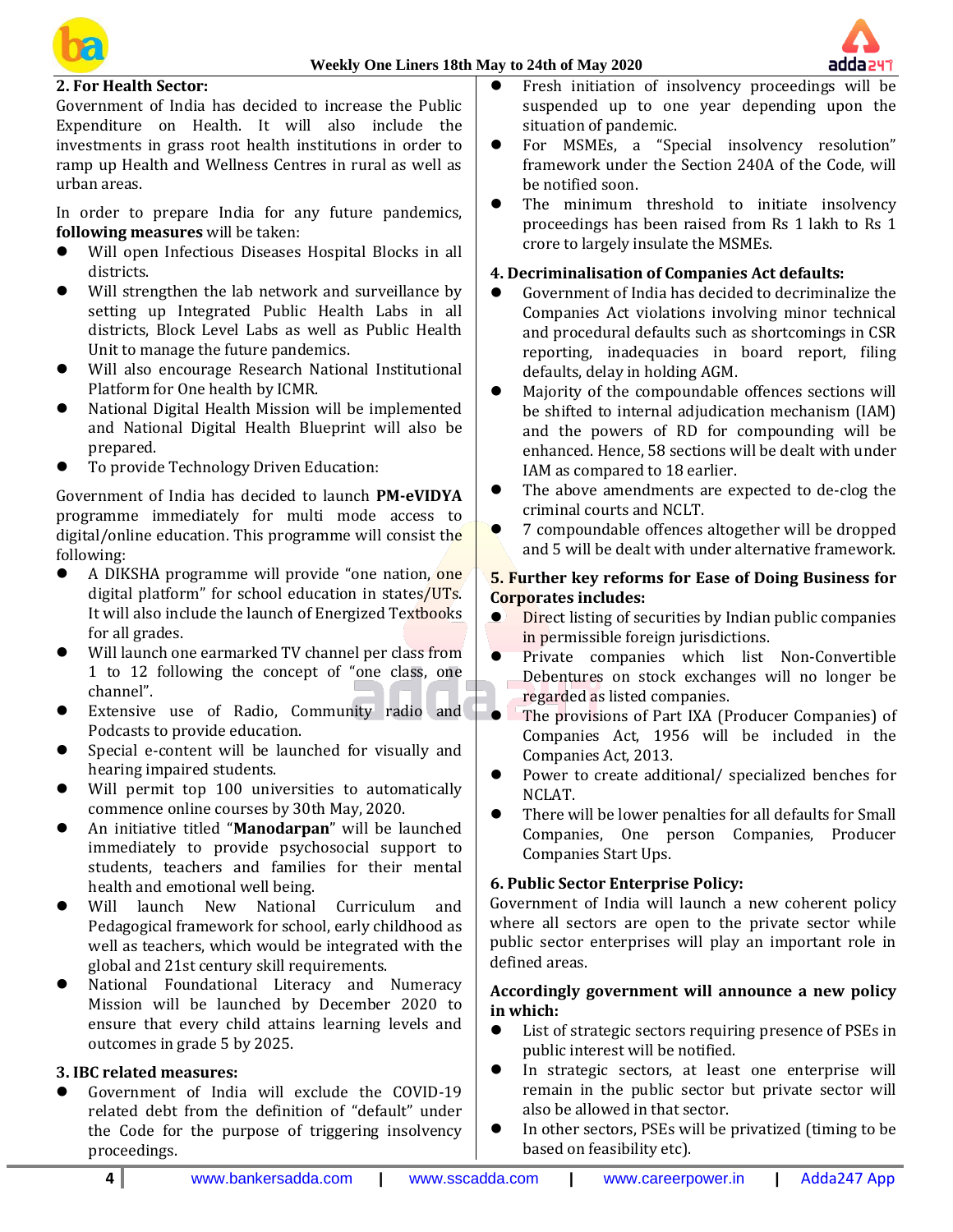**2. For Health Sector:**

Government of India has decided to increase the Public Expenditure on Health. It will also include the investments in grass root health institutions in order to ramp up Health and Wellness Centres in rural as well as urban areas.

In order to prepare India for any future pandemics, **following measures** will be taken:

- Will open Infectious Diseases Hospital Blocks in all districts.
- Will strengthen the lab network and surveillance by setting up Integrated Public Health Labs in all districts, Block Level Labs as well as Public Health Unit to manage the future pandemics.
- Will also encourage Research National Institutional Platform for One health by ICMR.
- National Digital Health Mission will be implemented and National Digital Health Blueprint will also be prepared.
- To provide Technology Driven Education:

Government of India has decided to launch **PM-eVIDYA** programme immediately for multi mode access to digital/online education. This programme will consist the following:

- A DIKSHA programme will provide "one nation, one digital platform" for school education in states/UTs. It will also include the launch of Energized Textbooks for all grades.
- Will launch one earmarked TV channel per class from 1 to 12 following the concept of "one class, one channel".
- Extensive use of Radio, Community radio and Podcasts to provide education.
- Special e-content will be launched for visually and hearing impaired students.
- Will permit top 100 universities to automatically commence online courses by 30th May, 2020.
- An initiative titled "**Manodarpan**" will be launched immediately to provide psychosocial support to students, teachers and families for their mental health and emotional well being.
- Will launch New National Curriculum and Pedagogical framework for school, early childhood as well as teachers, which would be integrated with the global and 21st century skill requirements.
- National Foundational Literacy and Numeracy Mission will be launched by December 2020 to ensure that every child attains learning levels and outcomes in grade 5 by 2025.

**3. IBC related measures:**

- Government of India will exclude the COVID-19 related debt from the definition of "default" under the Code for the purpose of triggering insolvency proceedings.
- Fresh initiation of insolvency proceedings will be suspended up to one year depending upon the situation of pandemic.
- For MSMEs, a "Special insolvency resolution" framework under the Section 240A of the Code, will be notified soon.
- The minimum threshold to initiate insolvency proceedings has been raised from Rs 1 lakh to Rs 1 crore to largely insulate the MSMEs.

**4. Decriminalisation of Companies Act defaults:**

- Government of India has decided to decriminalize the Companies Act violations involving minor technical and procedural defaults such as shortcomings in CSR reporting, inadequacies in board report, filing defaults, delay in holding AGM.
- Majority of the compoundable offences sections will be shifted to internal adjudication mechanism (IAM) and the powers of RD for compounding will be enhanced. Hence, 58 sections will be dealt with under IAM as compared to 18 earlier.
- The above amendments are expected to de-clog the criminal courts and NCLT.
- 7 compoundable offences altogether will be dropped and 5 will be dealt with under alternative framework.

**5. Further key reforms for Ease of Doing Business for Corporates includes:**

- Direct listing of securities by Indian public companies in permissible foreign jurisdictions.
- Private companies which list Non-Convertible Debentures on stock exchanges will no longer be regarded as listed companies.
- The provisions of Part IXA (Producer Companies) of Companies Act, 1956 will be included in the Companies Act, 2013.
- Power to create additional/ specialized benches for NCLAT.
- There will be lower penalties for all defaults for Small Companies, One person Companies, Producer Companies Start Ups.

**6. Public Sector Enterprise Policy:**

Government of India will launch a new coherent policy where all sectors are open to the private sector while public sector enterprises will play an important role in defined areas.

**Accordingly government will announce a new policy in which:**

- List of strategic sectors requiring presence of PSEs in public interest will be notified.
- In strategic sectors, at least one enterprise will remain in the public sector but private sector will also be allowed in that sector.
- In other sectors, PSEs will be privatized (timing to be based on feasibility etc).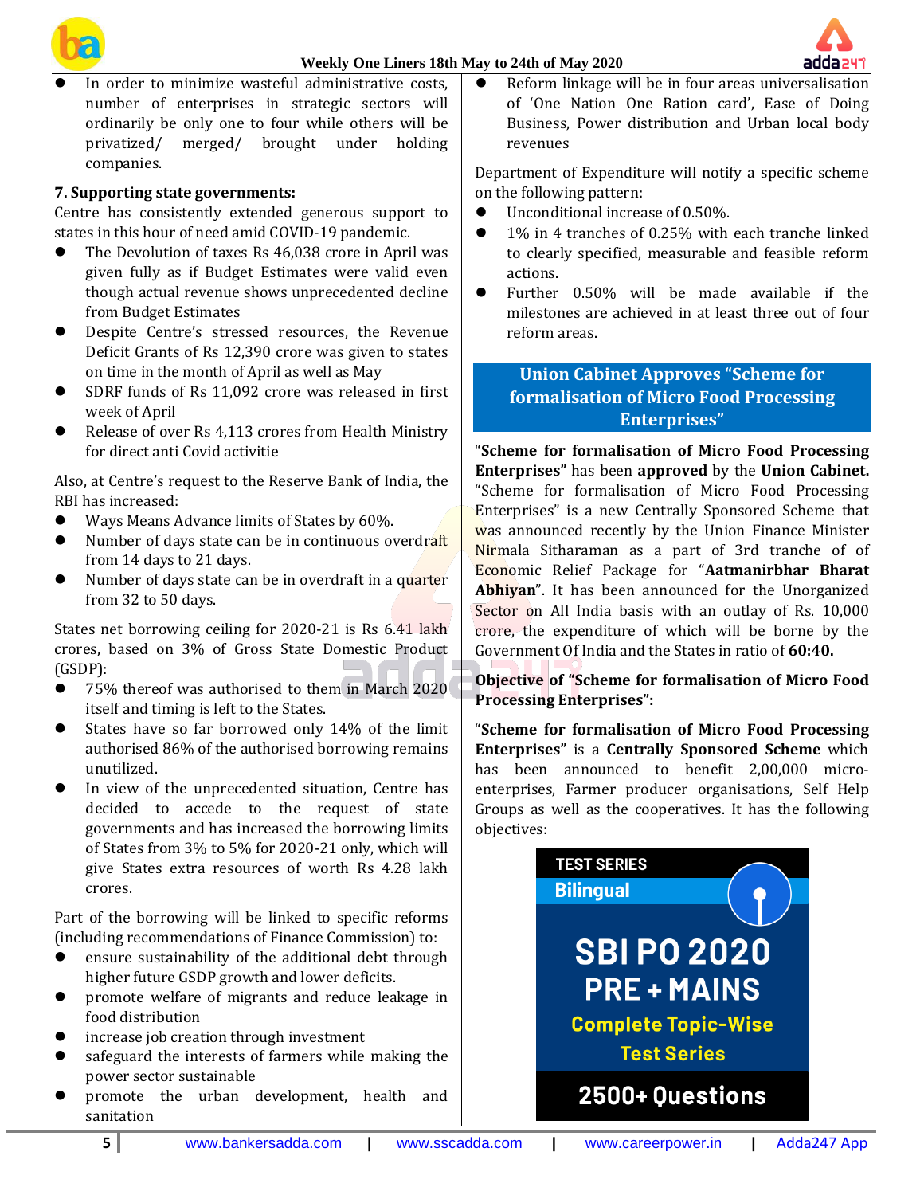- In order to minimize wasteful administrative costs, number of enterprises in strategic sectors will ordinarily be only one to four while others will be privatized/ merged/ brought under holding companies.

**7. Supporting state governments:**

Centre has consistently extended generous support to states in this hour of need amid COVID-19 pandemic.

- The Devolution of taxes Rs 46,038 crore in April was given fully as if Budget Estimates were valid even though actual revenue shows unprecedented decline from Budget Estimates
- Despite Centre's stressed resources, the Revenue Deficit Grants of Rs 12,390 crore was given to states on time in the month of April as well as May
- SDRF funds of Rs 11,092 crore was released in first week of April
- Release of over Rs 4,113 crores from Health Ministry for direct anti Covid activitie

Also, at Centre's request to the Reserve Bank of India, the RBI has increased:

- Ways Means Advance limits of States by 60%.
- Number of days state can be in continuous overdraft from 14 days to 21 days.
- Number of days state can be in overdraft in a quarter from 32 to 50 days.

States net borrowing ceiling for 2020-21 is Rs 6.41 lakh crores, based on 3% of Gross State Domestic Product (GSDP):

- 75% thereof was authorised to them in March 2020 itself and timing is left to the States.
- States have so far borrowed only 14% of the limit authorised 86% of the authorised borrowing remains unutilized.
- In view of the unprecedented situation, Centre has decided to accede to the request of state governments and has increased the borrowing limits of States from 3% to 5% for 2020-21 only, which will give States extra resources of worth Rs 4.28 lakh crores.

Part of the borrowing will be linked to specific reforms (including recommendations of Finance Commission) to:

- ensure sustainability of the additional debt through higher future GSDP growth and lower deficits.
- promote welfare of migrants and reduce leakage in food distribution
- increase job creation through investment
- safeguard the interests of farmers while making the power sector sustainable
- promote the urban development, health and sanitation
- Reform linkage will be in four areas universalisation of 'One Nation One Ration card', Ease of Doing Business, Power distribution and Urban local body revenues

Department of Expenditure will notify a specific scheme on the following pattern:

- Unconditional increase of 0.50%.
- 1% in 4 tranches of 0.25% with each tranche linked to clearly specified, measurable and feasible reform actions.
- Further 0.50% will be made available if the milestones are achieved in at least three out of four reform areas.

## Union Cabinet Approves "Scheme for formalisation of Micro Food Processing Enterprises"

"**Scheme for formalisation of Micro Food Processing Enterprises"** has been **approved** by the **Union Cabinet.** "Scheme for formalisation of Micro Food Processing Enterprises" is a new Centrally Sponsored Scheme that was announced recently by the Union Finance Minister Nirmala Sitharaman as a part of 3rd tranche of of Economic Relief Package for "**Aatmanirbhar Bharat Abhiyan**". It has been announced for the Unorganized Sector on All India basis with an outlay of Rs. 10,000 crore, the expenditure of which will be borne by the Government Of India and the States in ratio of **60:40.**

**Objective of "Scheme for formalisation of Micro Food Processing Enterprises":**

"**Scheme for formalisation of Micro Food Processing Enterprises"** is a **Centrally Sponsored Scheme** which has been announced to benefit 2,00,000 micro-enterprises, Farmer producer organisations, Self Help Groups as well as the cooperatives. It has the following objectives: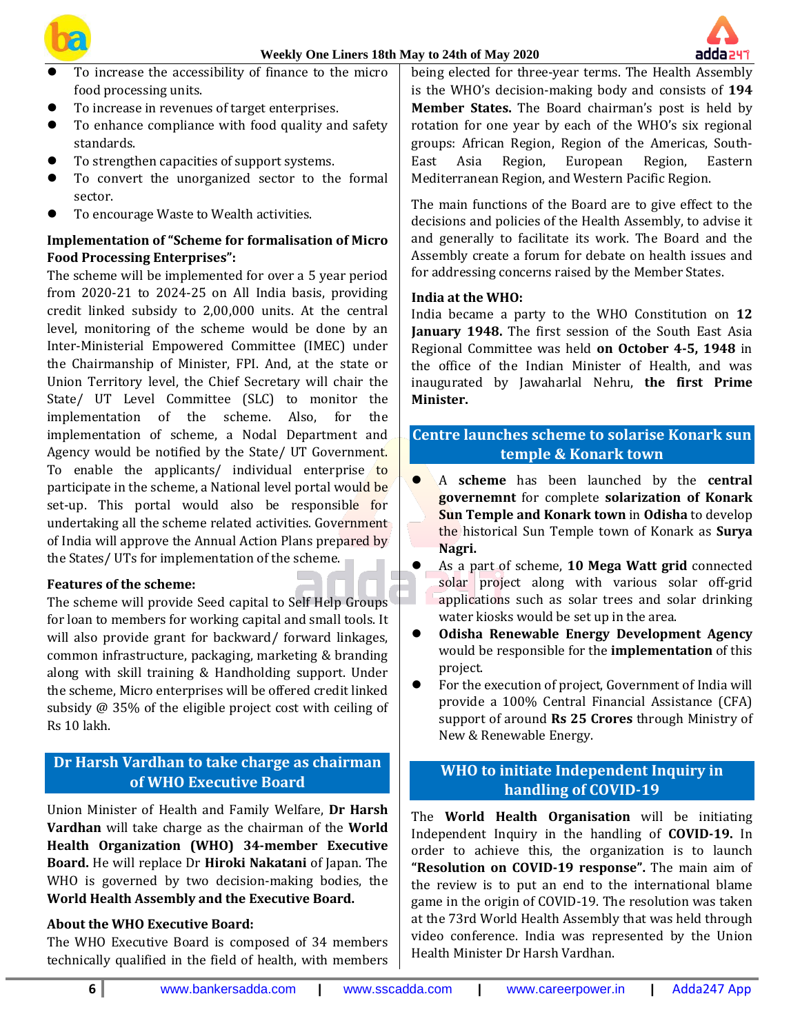- To increase the accessibility of finance to the micro food processing units.
- To increase in revenues of target enterprises.
- To enhance compliance with food quality and safety standards.
- To strengthen capacities of support systems.
- To convert the unorganized sector to the formal sector.
- To encourage Waste to Wealth activities.

**Implementation of "Scheme for formalisation of Micro Food Processing Enterprises":**

The scheme will be implemented for over a 5 year period from 2020-21 to 2024-25 on All India basis, providing credit linked subsidy to 2,00,000 units. At the central level, monitoring of the scheme would be done by an Inter-Ministerial Empowered Committee (IMEC) under the Chairmanship of Minister, FPI. And, at the state or Union Territory level, the Chief Secretary will chair the State/ UT Level Committee (SLC) to monitor the implementation of the scheme. Also, for the implementation of scheme, a Nodal Department and Agency would be notified by the State/ UT Government. To enable the applicants/ individual enterprise to participate in the scheme, a National level portal would be set-up. This portal would also be responsible for undertaking all the scheme related activities. Government of India will approve the Annual Action Plans prepared by the States/ UTs for implementation of the scheme.

**Features of the scheme:**

The scheme will provide Seed capital to Self Help Groups for loan to members for working capital and small tools. It will also provide grant for backward/ forward linkages, common infrastructure, packaging, marketing & branding along with skill training & Handholding support. Under the scheme, Micro enterprises will be offered credit linked subsidy @ 35% of the eligible project cost with ceiling of Rs 10 lakh.

## Dr Harsh Vardhan to take charge as chairman of WHO Executive Board

Union Minister of Health and Family Welfare, **Dr Harsh Vardhan** will take charge as the chairman of the **World Health Organization (WHO) 34-member Executive Board.** He will replace Dr **Hiroki Nakatani** of Japan. The WHO is governed by two decision-making bodies, the **World Health Assembly and the Executive Board.**

**About the WHO Executive Board:**

The WHO Executive Board is composed of 34 members technically qualified in the field of health, with members being elected for three-year terms. The Health Assembly is the WHO's decision-making body and consists of **194 Member States.** The Board chairman's post is held by rotation for one year by each of the WHO's six regional groups: African Region, Region of the Americas, South-East Asia Region, European Region, Eastern Mediterranean Region, and Western Pacific Region.

The main functions of the Board are to give effect to the decisions and policies of the Health Assembly, to advise it and generally to facilitate its work. The Board and the Assembly create a forum for debate on health issues and for addressing concerns raised by the Member States.

**India at the WHO:**

India became a party to the WHO Constitution on **12 January 1948.** The first session of the South East Asia Regional Committee was held **on October 4-5, 1948** in the office of the Indian Minister of Health, and was inaugurated by Jawaharlal Nehru, **the first Prime Minister.**

## Centre launches scheme to solarise Konark sun temple & Konark town

- A **scheme** has been launched by the **central governemnt** for complete **solarization of Konark Sun Temple and Konark town** in **Odisha** to develop the historical Sun Temple town of Konark as **Surya Nagri.**
- As a part of scheme, **10 Mega Watt grid** connected solar project along with various solar off-grid applications such as solar trees and solar drinking water kiosks would be set up in the area.
- **Odisha Renewable Energy Development Agency** would be responsible for the **implementation** of this project.
- For the execution of project, Government of India will provide a 100% Central Financial Assistance (CFA) support of around **Rs 25 Crores** through Ministry of New & Renewable Energy.

## WHO to initiate Independent Inquiry in handling of COVID-19

The **World Health Organisation** will be initiating Independent Inquiry in the handling of **COVID-19.** In order to achieve this, the organization is to launch **"Resolution on COVID-19 response".** The main aim of the review is to put an end to the international blame game in the origin of COVID-19. The resolution was taken at the 73rd World Health Assembly that was held through video conference. India was represented by the Union Health Minister Dr Harsh Vardhan.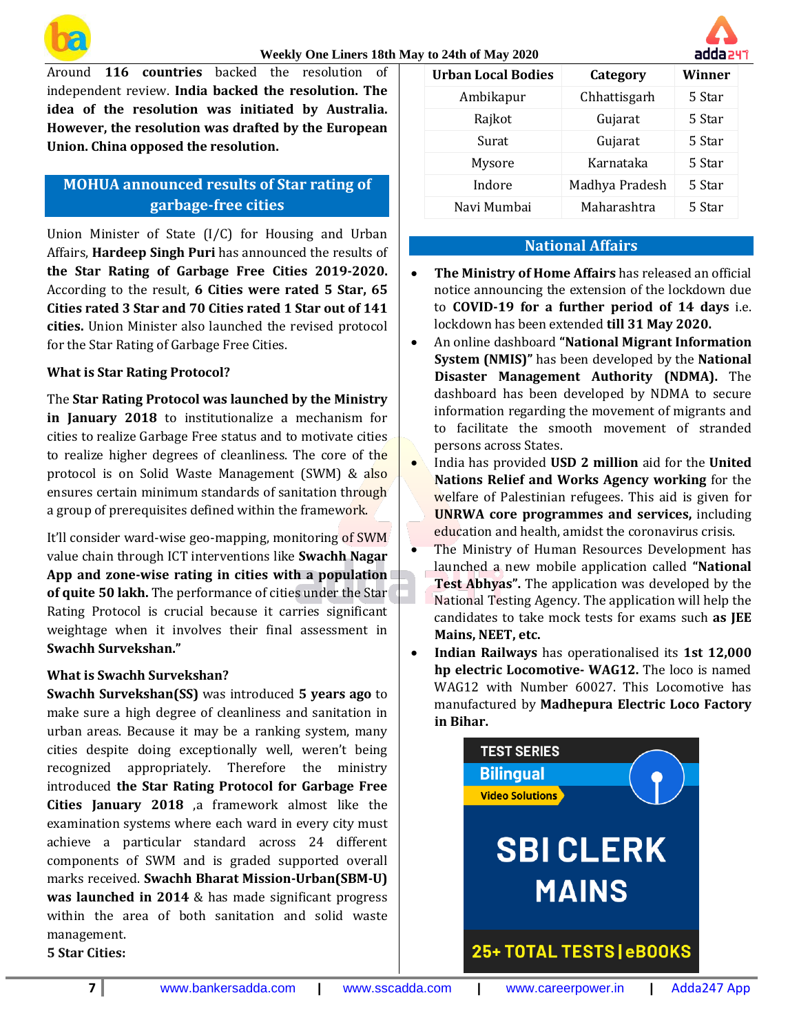Around **116 countries** backed the resolution of independent review. **India backed the resolution. The idea of the resolution was initiated by Australia. However, the resolution was drafted by the European Union. China opposed the resolution.**

## MOHUA announced results of Star rating of garbage-free cities

Union Minister of State (I/C) for Housing and Urban Affairs, **Hardeep Singh Puri** has announced the results of **the Star Rating of Garbage Free Cities 2019-2020.** According to the result, **6 Cities were rated 5 Star, 65 Cities rated 3 Star and 70 Cities rated 1 Star out of 141 cities.** Union Minister also launched the revised protocol for the Star Rating of Garbage Free Cities.

**What is Star Rating Protocol?**

The **Star Rating Protocol was launched by the Ministry in January 2018** to institutionalize a mechanism for cities to realize Garbage Free status and to motivate cities to realize higher degrees of cleanliness. The core of the protocol is on Solid Waste Management (SWM) & also ensures certain minimum standards of sanitation through a group of prerequisites defined within the framework.

It'll consider ward-wise geo-mapping, monitoring of SWM value chain through ICT interventions like **Swachh Nagar App and zone-wise rating in cities with a population of quite 50 lakh.** The performance of cities under the Star Rating Protocol is crucial because it carries significant weightage when it involves their final assessment in **Swachh Survekshan."**

**What is Swachh Survekshan?**

**Swachh Survekshan(SS)** was introduced **5 years ago** to make sure a high degree of cleanliness and sanitation in urban areas. Because it may be a ranking system, many cities despite doing exceptionally well, weren't being recognized appropriately. Therefore the ministry introduced **the Star Rating Protocol for Garbage Free Cities January 2018** ,a framework almost like the examination systems where each ward in every city must achieve a particular standard across 24 different components of SWM and is graded supported overall marks received. **Swachh Bharat Mission-Urban(SBM-U) was launched in 2014** & has made significant progress within the area of both sanitation and solid waste management.

**5 Star Cities:**

| Urban Local Bodies | Category | Winner |
|---|---|---|
| Ambikapur | Chhattisgarh | 5 Star |
| Rajkot | Gujarat | 5 Star |
| Surat | Gujarat | 5 Star |
| Mysore | Karnataka | 5 Star |
| Indore | Madhya Pradesh | 5 Star |
| Navi Mumbai | Maharashtra | 5 Star |

## National Affairs

- **The Ministry of Home Affairs** has released an official notice announcing the extension of the lockdown due to **COVID-19 for a further period of 14 days** i.e. lockdown has been extended **till 31 May 2020.**
- An online dashboard **"National Migrant Information System (NMIS)"** has been developed by the **National Disaster Management Authority (NDMA).** The dashboard has been developed by NDMA to secure information regarding the movement of migrants and to facilitate the smooth movement of stranded persons across States.
- India has provided **USD 2 million** aid for the **United Nations Relief and Works Agency working** for the welfare of Palestinian refugees. This aid is given for **UNRWA core programmes and services,** including education and health, amidst the coronavirus crisis.
- The Ministry of Human Resources Development has launched a new mobile application called **"National Test Abhyas".** The application was developed by the National Testing Agency. The application will help the candidates to take mock tests for exams such **as JEE Mains, NEET, etc.**
- **Indian Railways** has operationalised its **1st 12,000 hp electric Locomotive- WAG12.** The loco is named WAG12 with Number 60027. This Locomotive has manufactured by **Madhepura Electric Loco Factory in Bihar.**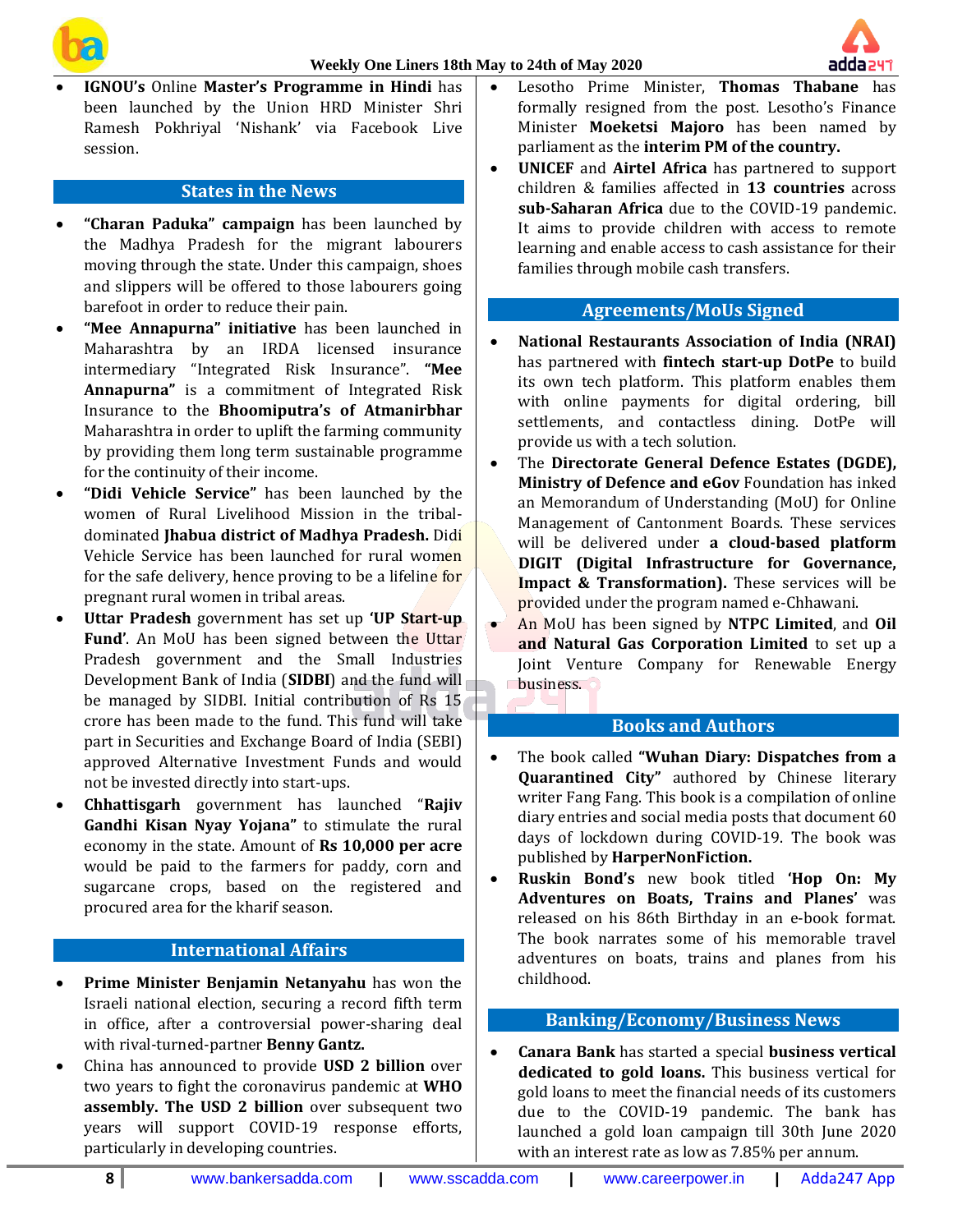- **IGNOU's** Online **Master's Programme in Hindi** has been launched by the Union HRD Minister Shri Ramesh Pokhriyal 'Nishank' via Facebook Live session.

## States in the News

- **"Charan Paduka" campaign** has been launched by the Madhya Pradesh for the migrant labourers moving through the state. Under this campaign, shoes and slippers will be offered to those labourers going barefoot in order to reduce their pain.
- **"Mee Annapurna" initiative** has been launched in Maharashtra by an IRDA licensed insurance intermediary "Integrated Risk Insurance". **"Mee Annapurna"** is a commitment of Integrated Risk Insurance to the **Bhoomiputra's of Atmanirbhar** Maharashtra in order to uplift the farming community by providing them long term sustainable programme for the continuity of their income.
- **"Didi Vehicle Service"** has been launched by the women of Rural Livelihood Mission in the tribal-dominated **Jhabua district of Madhya Pradesh.** Didi Vehicle Service has been launched for rural women for the safe delivery, hence proving to be a lifeline for pregnant rural women in tribal areas.
- **Uttar Pradesh** government has set up **'UP Start-up Fund'**. An MoU has been signed between the Uttar Pradesh government and the Small Industries Development Bank of India (**SIDBI**) and the fund will be managed by SIDBI. Initial contribution of Rs 15 crore has been made to the fund. This fund will take part in Securities and Exchange Board of India (SEBI) approved Alternative Investment Funds and would not be invested directly into start-ups.
- **Chhattisgarh** government has launched "**Rajiv Gandhi Kisan Nyay Yojana"** to stimulate the rural economy in the state. Amount of **Rs 10,000 per acre** would be paid to the farmers for paddy, corn and sugarcane crops, based on the registered and procured area for the kharif season.

## International Affairs

- **Prime Minister Benjamin Netanyahu** has won the Israeli national election, securing a record fifth term in office, after a controversial power-sharing deal with rival-turned-partner **Benny Gantz.**
- China has announced to provide **USD 2 billion** over two years to fight the coronavirus pandemic at **WHO assembly. The USD 2 billion** over subsequent two years will support COVID-19 response efforts, particularly in developing countries.
- Lesotho Prime Minister, **Thomas Thabane** has formally resigned from the post. Lesotho's Finance Minister **Moeketsi Majoro** has been named by parliament as the **interim PM of the country.**
- **UNICEF** and **Airtel Africa** has partnered to support children & families affected in **13 countries** across **sub-Saharan Africa** due to the COVID-19 pandemic. It aims to provide children with access to remote learning and enable access to cash assistance for their families through mobile cash transfers.

## Agreements/MoUs Signed

- **National Restaurants Association of India (NRAI)** has partnered with **fintech start-up DotPe** to build its own tech platform. This platform enables them with online payments for digital ordering, bill settlements, and contactless dining. DotPe will provide us with a tech solution.
- The **Directorate General Defence Estates (DGDE), Ministry of Defence and eGov** Foundation has inked an Memorandum of Understanding (MoU) for Online Management of Cantonment Boards. These services will be delivered under **a cloud-based platform DIGIT (Digital Infrastructure for Governance, Impact & Transformation).** These services will be provided under the program named e-Chhawani.
- An MoU has been signed by **NTPC Limited**, and **Oil and Natural Gas Corporation Limited** to set up a Joint Venture Company for Renewable Energy business.

## Books and Authors

- The book called **"Wuhan Diary: Dispatches from a Quarantined City"** authored by Chinese literary writer Fang Fang. This book is a compilation of online diary entries and social media posts that document 60 days of lockdown during COVID-19. The book was published by **HarperNonFiction.**
- **Ruskin Bond's** new book titled **'Hop On: My Adventures on Boats, Trains and Planes'** was released on his 86th Birthday in an e-book format. The book narrates some of his memorable travel adventures on boats, trains and planes from his childhood.

## Banking/Economy/Business News

- **Canara Bank** has started a special **business vertical dedicated to gold loans.** This business vertical for gold loans to meet the financial needs of its customers due to the COVID-19 pandemic. The bank has launched a gold loan campaign till 30th June 2020 with an interest rate as low as 7.85% per annum.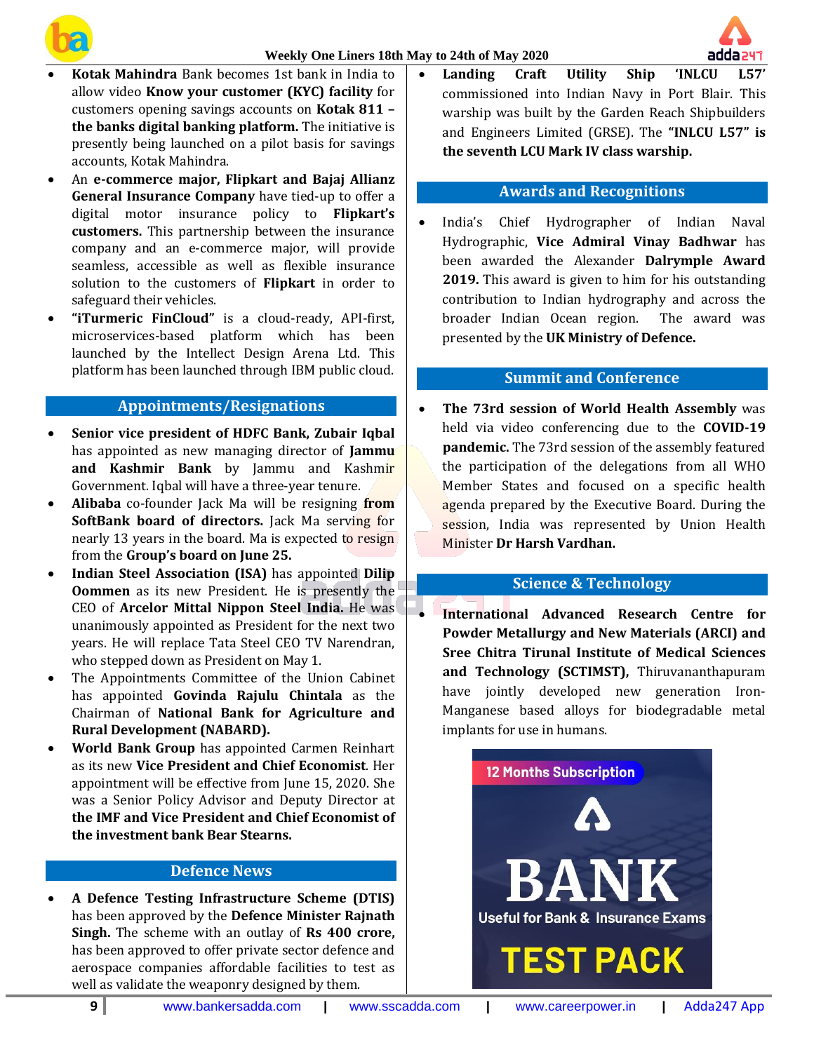- **Kotak Mahindra** Bank becomes 1st bank in India to allow video **Know your customer (KYC) facility** for customers opening savings accounts on **Kotak 811 – the banks digital banking platform.** The initiative is presently being launched on a pilot basis for savings accounts, Kotak Mahindra.
- An **e-commerce major, Flipkart and Bajaj Allianz General Insurance Company** have tied-up to offer a digital motor insurance policy to **Flipkart's customers.** This partnership between the insurance company and an e-commerce major, will provide seamless, accessible as well as flexible insurance solution to the customers of **Flipkart** in order to safeguard their vehicles.
- **"iTurmeric FinCloud"** is a cloud-ready, API-first, microservices-based platform which has been launched by the Intellect Design Arena Ltd. This platform has been launched through IBM public cloud.

## Appointments/Resignations

- **Senior vice president of HDFC Bank, Zubair Iqbal** has appointed as new managing director of **Jammu and Kashmir Bank** by Jammu and Kashmir Government. Iqbal will have a three-year tenure.
- **Alibaba** co-founder Jack Ma will be resigning **from SoftBank board of directors.** Jack Ma serving for nearly 13 years in the board. Ma is expected to resign from the **Group's board on June 25.**
- **Indian Steel Association (ISA)** has appointed **Dilip Oommen** as its new President. He is presently the CEO of **Arcelor Mittal Nippon Steel India.** He was unanimously appointed as President for the next two years. He will replace Tata Steel CEO TV Narendran, who stepped down as President on May 1.
- The Appointments Committee of the Union Cabinet has appointed **Govinda Rajulu Chintala** as the Chairman of **National Bank for Agriculture and Rural Development (NABARD).**
- **World Bank Group** has appointed Carmen Reinhart as its new **Vice President and Chief Economist**. Her appointment will be effective from June 15, 2020. She was a Senior Policy Advisor and Deputy Director at **the IMF and Vice President and Chief Economist of the investment bank Bear Stearns.**

## Defence News

- **A Defence Testing Infrastructure Scheme (DTIS)** has been approved by the **Defence Minister Rajnath Singh.** The scheme with an outlay of **Rs 400 crore,** has been approved to offer private sector defence and aerospace companies affordable facilities to test as well as validate the weaponry designed by them.
- **Landing Craft Utility Ship 'INLCU L57'** commissioned into Indian Navy in Port Blair. This warship was built by the Garden Reach Shipbuilders and Engineers Limited (GRSE). The **"INLCU L57" is the seventh LCU Mark IV class warship.**

## Awards and Recognitions

- India's Chief Hydrographer of Indian Naval Hydrographic, **Vice Admiral Vinay Badhwar** has been awarded the Alexander **Dalrymple Award 2019.** This award is given to him for his outstanding contribution to Indian hydrography and across the broader Indian Ocean region. The award was presented by the **UK Ministry of Defence.**

## Summit and Conference

- **The 73rd session of World Health Assembly** was held via video conferencing due to the **COVID-19 pandemic.** The 73rd session of the assembly featured the participation of the delegations from all WHO Member States and focused on a specific health agenda prepared by the Executive Board. During the session, India was represented by Union Health Minister **Dr Harsh Vardhan.**

## Science & Technology

- **International Advanced Research Centre for Powder Metallurgy and New Materials (ARCI) and Sree Chitra Tirunal Institute of Medical Sciences and Technology (SCTIMST),** Thiruvananthapuram have jointly developed new generation Iron-Manganese based alloys for biodegradable metal implants for use in humans.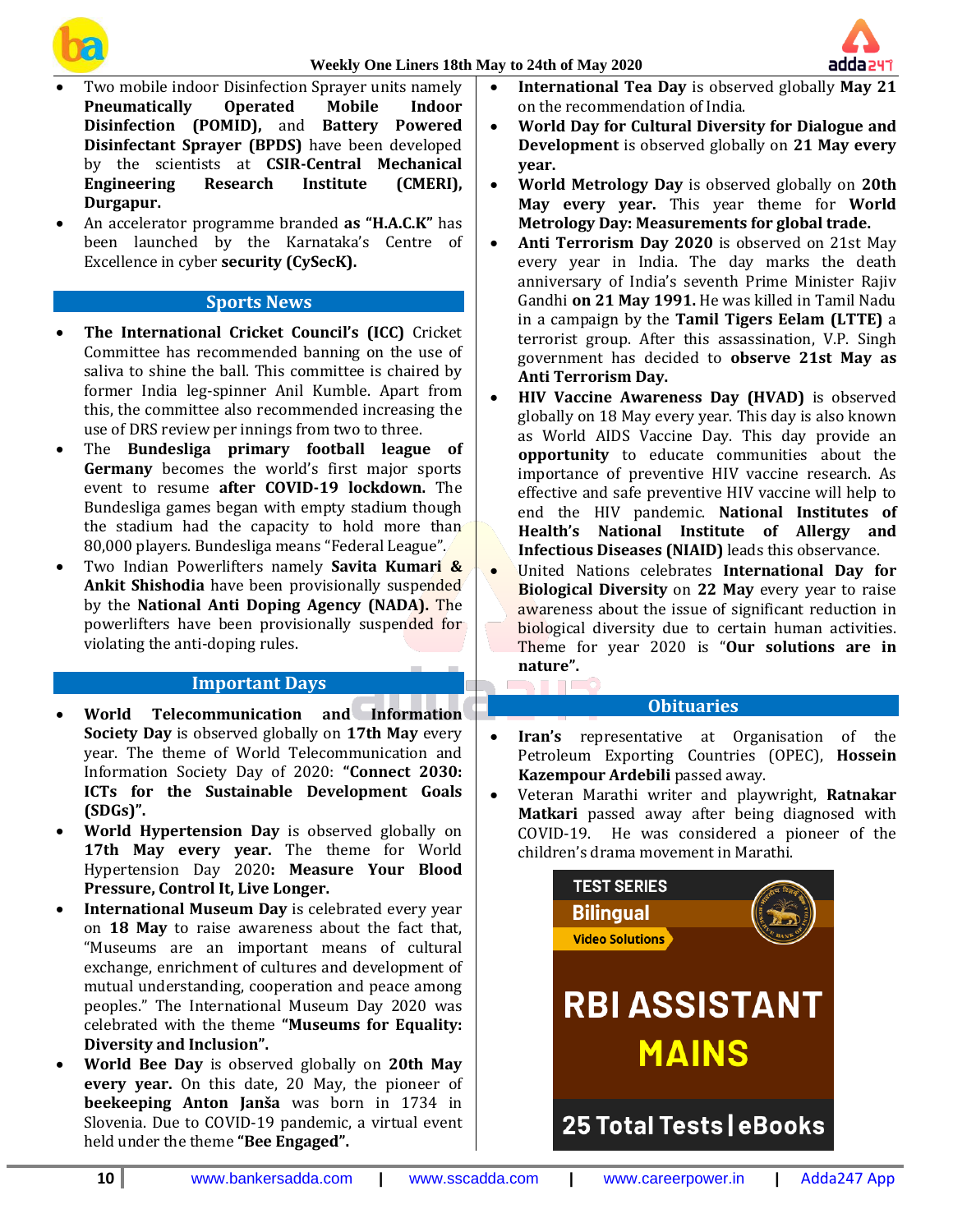- Two mobile indoor Disinfection Sprayer units namely **Pneumatically Operated Mobile Indoor Disinfection (POMID),** and **Battery Powered Disinfectant Sprayer (BPDS)** have been developed by the scientists at **CSIR-Central Mechanical Engineering Research Institute (CMERI), Durgapur.**
- An accelerator programme branded **as "H.A.C.K"** has been launched by the Karnataka's Centre of Excellence in cyber **security (CySecK).**

## Sports News

- **The International Cricket Council's (ICC)** Cricket Committee has recommended banning on the use of saliva to shine the ball. This committee is chaired by former India leg-spinner Anil Kumble. Apart from this, the committee also recommended increasing the use of DRS review per innings from two to three.
- The **Bundesliga primary football league of Germany** becomes the world's first major sports event to resume **after COVID-19 lockdown.** The Bundesliga games began with empty stadium though the stadium had the capacity to hold more than 80,000 players. Bundesliga means "Federal League".
- Two Indian Powerlifters namely **Savita Kumari & Ankit Shishodia** have been provisionally suspended by the **National Anti Doping Agency (NADA).** The powerlifters have been provisionally suspended for violating the anti-doping rules.

## Important Days

- **World Telecommunication and Information Society Day** is observed globally on **17th May** every year. The theme of World Telecommunication and Information Society Day of 2020: **"Connect 2030: ICTs for the Sustainable Development Goals (SDGs)".**
- **World Hypertension Day** is observed globally on **17th May every year.** The theme for World Hypertension Day 2020**: Measure Your Blood Pressure, Control It, Live Longer.**
- **International Museum Day** is celebrated every year on **18 May** to raise awareness about the fact that, "Museums are an important means of cultural exchange, enrichment of cultures and development of mutual understanding, cooperation and peace among peoples." The International Museum Day 2020 was celebrated with the theme **"Museums for Equality: Diversity and Inclusion".**
- **World Bee Day** is observed globally on **20th May every year.** On this date, 20 May, the pioneer of **beekeeping Anton Janša** was born in 1734 in Slovenia. Due to COVID-19 pandemic, a virtual event held under the theme **"Bee Engaged".**
- **International Tea Day** is observed globally **May 21** on the recommendation of India.
- **World Day for Cultural Diversity for Dialogue and Development** is observed globally on **21 May every year.**
- **World Metrology Day** is observed globally on **20th May every year.** This year theme for **World Metrology Day: Measurements for global trade.**
- **Anti Terrorism Day 2020** is observed on 21st May every year in India. The day marks the death anniversary of India's seventh Prime Minister Rajiv Gandhi **on 21 May 1991.** He was killed in Tamil Nadu in a campaign by the **Tamil Tigers Eelam (LTTE)** a terrorist group. After this assassination, V.P. Singh government has decided to **observe 21st May as Anti Terrorism Day.**
- **HIV Vaccine Awareness Day (HVAD)** is observed globally on 18 May every year. This day is also known as World AIDS Vaccine Day. This day provide an **opportunity** to educate communities about the importance of preventive HIV vaccine research. As effective and safe preventive HIV vaccine will help to end the HIV pandemic. **National Institutes of Health's National Institute of Allergy and Infectious Diseases (NIAID)** leads this observance.
- United Nations celebrates **International Day for Biological Diversity** on **22 May** every year to raise awareness about the issue of significant reduction in biological diversity due to certain human activities. Theme for year 2020 is "**Our solutions are in nature".**

## Obituaries

- **Iran's** representative at Organisation of the Petroleum Exporting Countries (OPEC), **Hossein Kazempour Ardebili** passed away.
- Veteran Marathi writer and playwright, **Ratnakar Matkari** passed away after being diagnosed with COVID-19. He was considered a pioneer of the children's drama movement in Marathi.

TEST SERIES
Bilingual
Video Solutions
RBI ASSISTANT MAINS
25 Total Tests | eBooks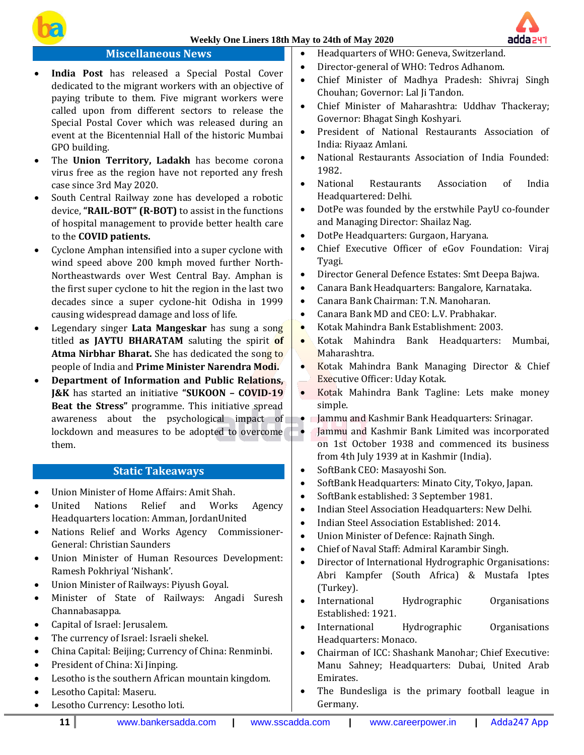## Miscellaneous News

- **India Post** has released a Special Postal Cover dedicated to the migrant workers with an objective of paying tribute to them. Five migrant workers were called upon from different sectors to release the Special Postal Cover which was released during an event at the Bicentennial Hall of the historic Mumbai GPO building.
- The **Union Territory, Ladakh** has become corona virus free as the region have not reported any fresh case since 3rd May 2020.
- South Central Railway zone has developed a robotic device, **"RAIL-BOT" (R-BOT)** to assist in the functions of hospital management to provide better health care to the **COVID patients.**
- Cyclone Amphan intensified into a super cyclone with wind speed above 200 kmph moved further North-Northeastwards over West Central Bay. Amphan is the first super cyclone to hit the region in the last two decades since a super cyclone-hit Odisha in 1999 causing widespread damage and loss of life.
- Legendary singer **Lata Mangeskar** has sung a song titled **as JAYTU BHARATAM** saluting the spirit **of Atma Nirbhar Bharat.** She has dedicated the song to people of India and **Prime Minister Narendra Modi.**
- **Department of Information and Public Relations, J&K** has started an initiative **"SUKOON – COVID-19 Beat the Stress"** programme. This initiative spread awareness about the psychological impact of lockdown and measures to be adopted to overcome them.

## Static Takeaways

- Union Minister of Home Affairs: Amit Shah.
- United Nations Relief and Works Agency Headquarters location: Amman, JordanUnited
- Nations Relief and Works Agency Commissioner-General: Christian Saunders
- Union Minister of Human Resources Development: Ramesh Pokhriyal 'Nishank'.
- Union Minister of Railways: Piyush Goyal.
- Minister of State of Railways: Angadi Suresh Channabasappa.
- Capital of Israel: Jerusalem.
- The currency of Israel: Israeli shekel.
- China Capital: Beijing; Currency of China: Renminbi.
- President of China: Xi Jinping.
- Lesotho is the southern African mountain kingdom.
- Lesotho Capital: Maseru.
- Lesotho Currency: Lesotho loti.
- Headquarters of WHO: Geneva, Switzerland.
- Director-general of WHO: Tedros Adhanom.
- Chief Minister of Madhya Pradesh: Shivraj Singh Chouhan; Governor: Lal Ji Tandon.
- Chief Minister of Maharashtra: Uddhav Thackeray; Governor: Bhagat Singh Koshyari.
- President of National Restaurants Association of India: Riyaaz Amlani.
- National Restaurants Association of India Founded: 1982.
- National Restaurants Association of India Headquartered: Delhi.
- DotPe was founded by the erstwhile PayU co-founder and Managing Director: Shailaz Nag.
- DotPe Headquarters: Gurgaon, Haryana.
- Chief Executive Officer of eGov Foundation: Viraj Tyagi.
- Director General Defence Estates: Smt Deepa Bajwa.
- Canara Bank Headquarters: Bangalore, Karnataka.
- Canara Bank Chairman: T.N. Manoharan.
- Canara Bank MD and CEO: L.V. Prabhakar.
- Kotak Mahindra Bank Establishment: 2003.
- Kotak Mahindra Bank Headquarters: Mumbai, Maharashtra.
- Kotak Mahindra Bank Managing Director & Chief Executive Officer: Uday Kotak.
- Kotak Mahindra Bank Tagline: Lets make money simple.
- Jammu and Kashmir Bank Headquarters: Srinagar.
- Jammu and Kashmir Bank Limited was incorporated on 1st October 1938 and commenced its business from 4th July 1939 at in Kashmir (India).
- SoftBank CEO: Masayoshi Son.
- SoftBank Headquarters: Minato City, Tokyo, Japan.
- SoftBank established: 3 September 1981.
- Indian Steel Association Headquarters: New Delhi.
- Indian Steel Association Established: 2014.
- Union Minister of Defence: Rajnath Singh.
- Chief of Naval Staff: Admiral Karambir Singh.
- Director of International Hydrographic Organisations: Abri Kampfer (South Africa) & Mustafa Iptes (Turkey).
- International Hydrographic Organisations Established: 1921.
- International Hydrographic Organisations Headquarters: Monaco.
- Chairman of ICC: Shashank Manohar; Chief Executive: Manu Sahney; Headquarters: Dubai, United Arab Emirates.
- The Bundesliga is the primary football league in Germany.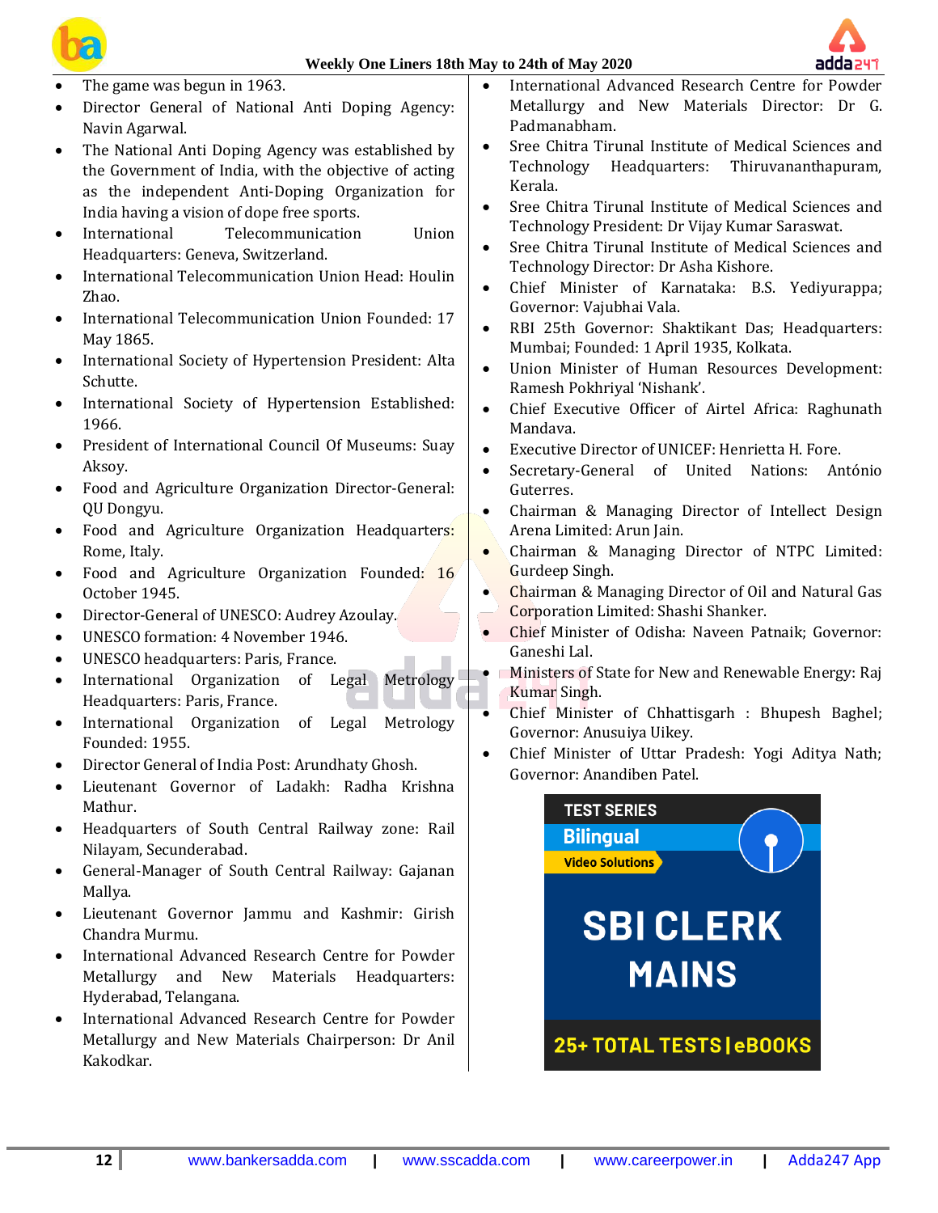- The game was begun in 1963.
- Director General of National Anti Doping Agency: Navin Agarwal.
- The National Anti Doping Agency was established by the Government of India, with the objective of acting as the independent Anti-Doping Organization for India having a vision of dope free sports.
- International Telecommunication Union Headquarters: Geneva, Switzerland.
- International Telecommunication Union Head: Houlin Zhao.
- International Telecommunication Union Founded: 17 May 1865.
- International Society of Hypertension President: Alta Schutte.
- International Society of Hypertension Established: 1966.
- President of International Council Of Museums: Suay Aksoy.
- Food and Agriculture Organization Director-General: QU Dongyu.
- Food and Agriculture Organization Headquarters: Rome, Italy.
- Food and Agriculture Organization Founded: 16 October 1945.
- Director-General of UNESCO: Audrey Azoulay.
- UNESCO formation: 4 November 1946.
- UNESCO headquarters: Paris, France.
- International Organization of Legal Metrology Headquarters: Paris, France.
- International Organization of Legal Metrology Founded: 1955.
- Director General of India Post: Arundhaty Ghosh.
- Lieutenant Governor of Ladakh: Radha Krishna Mathur.
- Headquarters of South Central Railway zone: Rail Nilayam, Secunderabad.
- General-Manager of South Central Railway: Gajanan Mallya.
- Lieutenant Governor Jammu and Kashmir: Girish Chandra Murmu.
- International Advanced Research Centre for Powder Metallurgy and New Materials Headquarters: Hyderabad, Telangana.
- International Advanced Research Centre for Powder Metallurgy and New Materials Chairperson: Dr Anil Kakodkar.
- International Advanced Research Centre for Powder Metallurgy and New Materials Director: Dr G. Padmanabham.
- Sree Chitra Tirunal Institute of Medical Sciences and Technology Headquarters: Thiruvananthapuram, Kerala.
- Sree Chitra Tirunal Institute of Medical Sciences and Technology President: Dr Vijay Kumar Saraswat.
- Sree Chitra Tirunal Institute of Medical Sciences and Technology Director: Dr Asha Kishore.
- Chief Minister of Karnataka: B.S. Yediyurappa; Governor: Vajubhai Vala.
- RBI 25th Governor: Shaktikant Das; Headquarters: Mumbai; Founded: 1 April 1935, Kolkata.
- Union Minister of Human Resources Development: Ramesh Pokhriyal 'Nishank'.
- Chief Executive Officer of Airtel Africa: Raghunath Mandava.
- Executive Director of UNICEF: Henrietta H. Fore.
- Secretary-General of United Nations: António Guterres.
- Chairman & Managing Director of Intellect Design Arena Limited: Arun Jain.
- Chairman & Managing Director of NTPC Limited: Gurdeep Singh.
- Chairman & Managing Director of Oil and Natural Gas Corporation Limited: Shashi Shanker.
- Chief Minister of Odisha: Naveen Patnaik; Governor: Ganeshi Lal.
- Ministers of State for New and Renewable Energy: Raj Kumar Singh.
- Chief Minister of Chhattisgarh : Bhupesh Baghel; Governor: Anusuiya Uikey.
- Chief Minister of Uttar Pradesh: Yogi Aditya Nath; Governor: Anandiben Patel.

TEST SERIES
Bilingual
Video Solutions
SBI CLERK MAINS
25+ TOTAL TESTS | eBOOKS